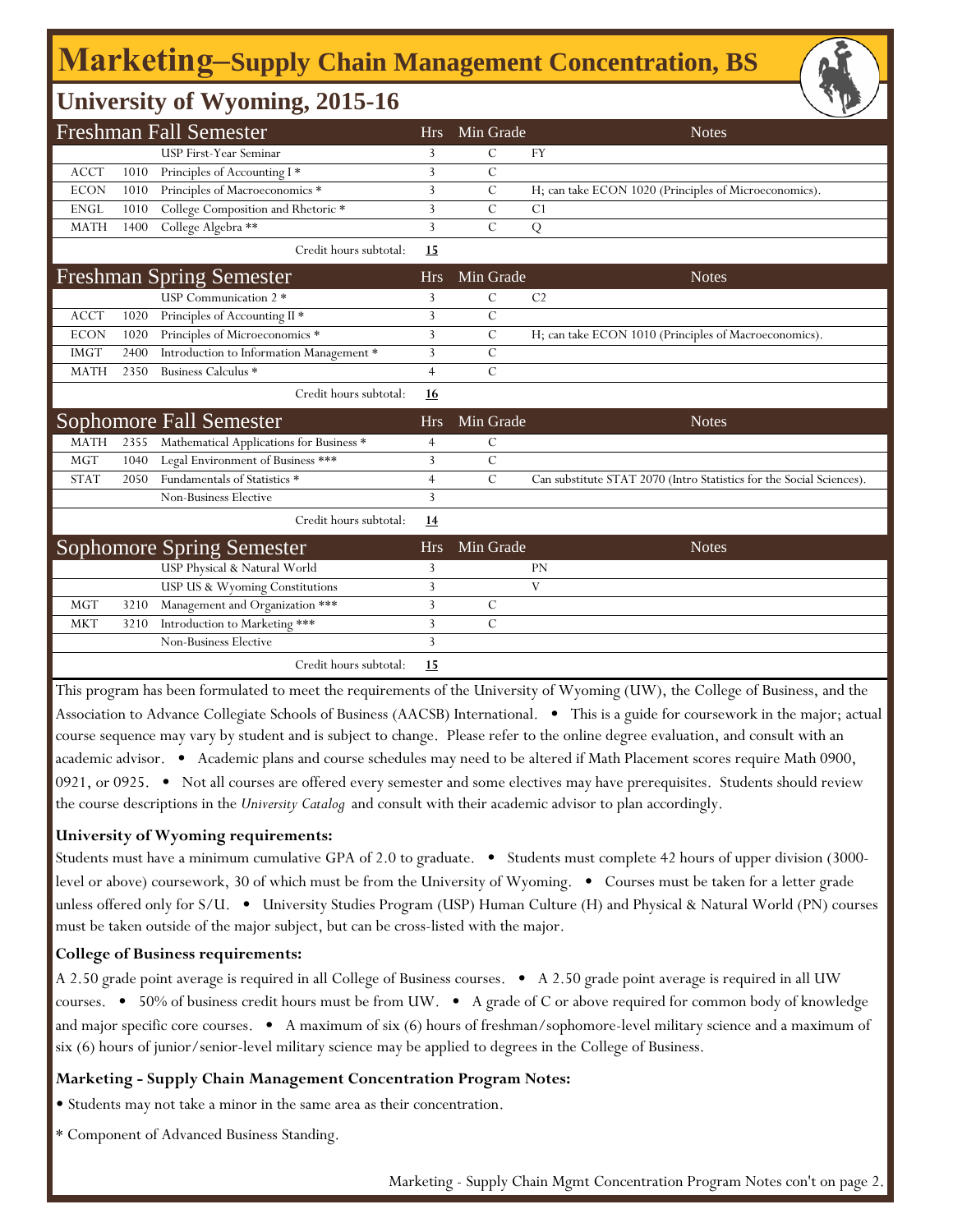# Marketing–Supply Chain Management Concentration, BS

## University of Wyoming, 2015-16

| Freshman Fall Semester | | | Hrs | Min Grade | Notes |
|---|---|---|---|---|---|
| | | USP First-Year Seminar | 3 | C | FY |
| ACCT | 1010 | Principles of Accounting I * | 3 | C | |
| ECON | 1010 | Principles of Macroeconomics * | 3 | C | H; can take ECON 1020 (Principles of Microeconomics). |
| ENGL | 1010 | College Composition and Rhetoric * | 3 | C | C1 |
| MATH | 1400 | College Algebra ** | 3 | C | Q |
| | | Credit hours subtotal: | **15** | | |

| Freshman Spring Semester | | | Hrs | Min Grade | Notes |
|---|---|---|---|---|---|
| | | USP Communication 2 * | 3 | C | C2 |
| ACCT | 1020 | Principles of Accounting II * | 3 | C | |
| ECON | 1020 | Principles of Microeconomics * | 3 | C | H; can take ECON 1010 (Principles of Macroeconomics). |
| IMGT | 2400 | Introduction to Information Management * | 3 | C | |
| MATH | 2350 | Business Calculus * | 4 | C | |
| | | Credit hours subtotal: | **16** | | |

| Sophomore Fall Semester | | | Hrs | Min Grade | Notes |
|---|---|---|---|---|---|
| MATH | 2355 | Mathematical Applications for Business * | 4 | C | |
| MGT | 1040 | Legal Environment of Business *** | 3 | C | |
| STAT | 2050 | Fundamentals of Statistics * | 4 | C | Can substitute STAT 2070 (Intro Statistics for the Social Sciences). |
| | | Non-Business Elective | 3 | | |
| | | Credit hours subtotal: | **14** | | |

| Sophomore Spring Semester | | | Hrs | Min Grade | Notes |
|---|---|---|---|---|---|
| | | USP Physical & Natural World | 3 | | PN |
| | | USP US & Wyoming Constitutions | 3 | | V |
| MGT | 3210 | Management and Organization *** | 3 | C | |
| MKT | 3210 | Introduction to Marketing *** | 3 | C | |
| | | Non-Business Elective | 3 | | |
| | | Credit hours subtotal: | **15** | | |

This program has been formulated to meet the requirements of the University of Wyoming (UW), the College of Business, and the Association to Advance Collegiate Schools of Business (AACSB) International. • This is a guide for coursework in the major; actual course sequence may vary by student and is subject to change. Please refer to the online degree evaluation, and consult with an academic advisor. • Academic plans and course schedules may need to be altered if Math Placement scores require Math 0900, 0921, or 0925. • Not all courses are offered every semester and some electives may have prerequisites. Students should review the course descriptions in the *University Catalog* and consult with their academic advisor to plan accordingly.

**University of Wyoming requirements:**

Students must have a minimum cumulative GPA of 2.0 to graduate. • Students must complete 42 hours of upper division (3000-level or above) coursework, 30 of which must be from the University of Wyoming. • Courses must be taken for a letter grade unless offered only for S/U. • University Studies Program (USP) Human Culture (H) and Physical & Natural World (PN) courses must be taken outside of the major subject, but can be cross-listed with the major.

**College of Business requirements:**

A 2.50 grade point average is required in all College of Business courses. • A 2.50 grade point average is required in all UW courses. • 50% of business credit hours must be from UW. • A grade of C or above required for common body of knowledge and major specific core courses. • A maximum of six (6) hours of freshman/sophomore-level military science and a maximum of six (6) hours of junior/senior-level military science may be applied to degrees in the College of Business.

**Marketing - Supply Chain Management Concentration Program Notes:**

• Students may not take a minor in the same area as their concentration.

* Component of Advanced Business Standing.

Marketing - Supply Chain Mgmt Concentration Program Notes con't on page 2.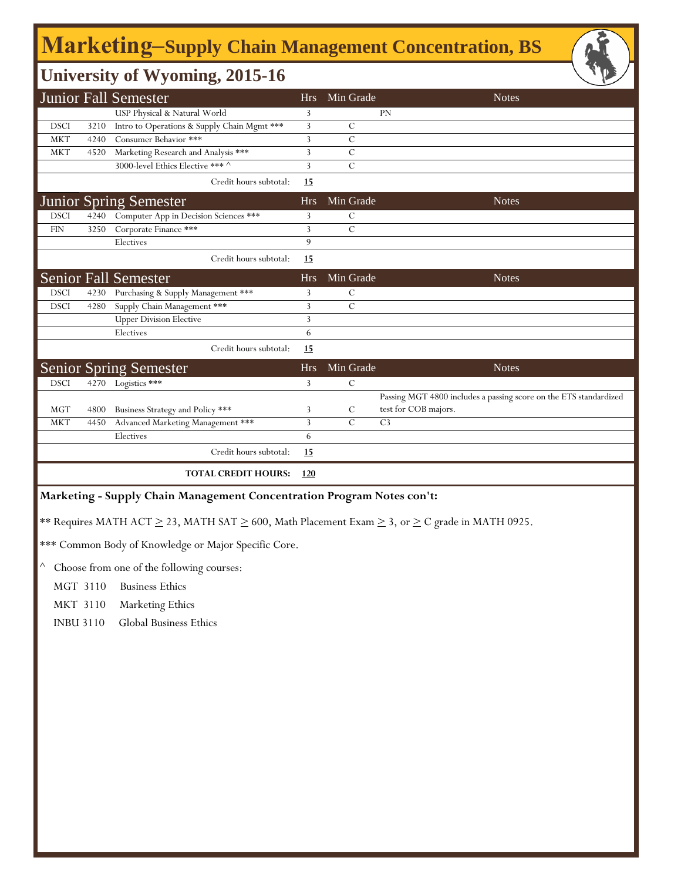# Marketing–Supply Chain Management Concentration, BS

## University of Wyoming, 2015-16

| Junior Fall Semester | | | Hrs | Min Grade | Notes |
|---|---|---|---|---|---|
| | | USP Physical & Natural World | 3 | | PN |
| DSCI | 3210 | Intro to Operations & Supply Chain Mgmt *** | 3 | C | |
| MKT | 4240 | Consumer Behavior *** | 3 | C | |
| MKT | 4520 | Marketing Research and Analysis *** | 3 | C | |
| | | 3000-level Ethics Elective *** ^ | 3 | C | |
| | | Credit hours subtotal: | **15** | | |

| Junior Spring Semester | | | Hrs | Min Grade | Notes |
|---|---|---|---|---|---|
| DSCI | 4240 | Computer App in Decision Sciences *** | 3 | C | |
| FIN | 3250 | Corporate Finance *** | 3 | C | |
| | | Electives | 9 | | |
| | | Credit hours subtotal: | **15** | | |

| Senior Fall Semester | | | Hrs | Min Grade | Notes |
|---|---|---|---|---|---|
| DSCI | 4230 | Purchasing & Supply Management *** | 3 | C | |
| DSCI | 4280 | Supply Chain Management *** | 3 | C | |
| | | Upper Division Elective | 3 | | |
| | | Electives | 6 | | |
| | | Credit hours subtotal: | **15** | | |

| Senior Spring Semester | | | Hrs | Min Grade | Notes |
|---|---|---|---|---|---|
| DSCI | 4270 | Logistics *** | 3 | C | |
| MGT | 4800 | Business Strategy and Policy *** | 3 | C | Passing MGT 4800 includes a passing score on the ETS standardized test for COB majors. |
| MKT | 4450 | Advanced Marketing Management *** | 3 | C | C3 |
| | | Electives | 6 | | |
| | | Credit hours subtotal: | **15** | | |
| | | **TOTAL CREDIT HOURS:** | **120** | | |

**Marketing - Supply Chain Management Concentration Program Notes con't:**

** Requires MATH ACT $\geq$ 23, MATH SAT $\geq$ 600, Math Placement Exam $\geq$ 3, or $\geq$ C grade in MATH 0925.

*** Common Body of Knowledge or Major Specific Core.

^ Choose from one of the following courses:

- MGT 3110 Business Ethics
- MKT 3110 Marketing Ethics
- INBU 3110 Global Business Ethics